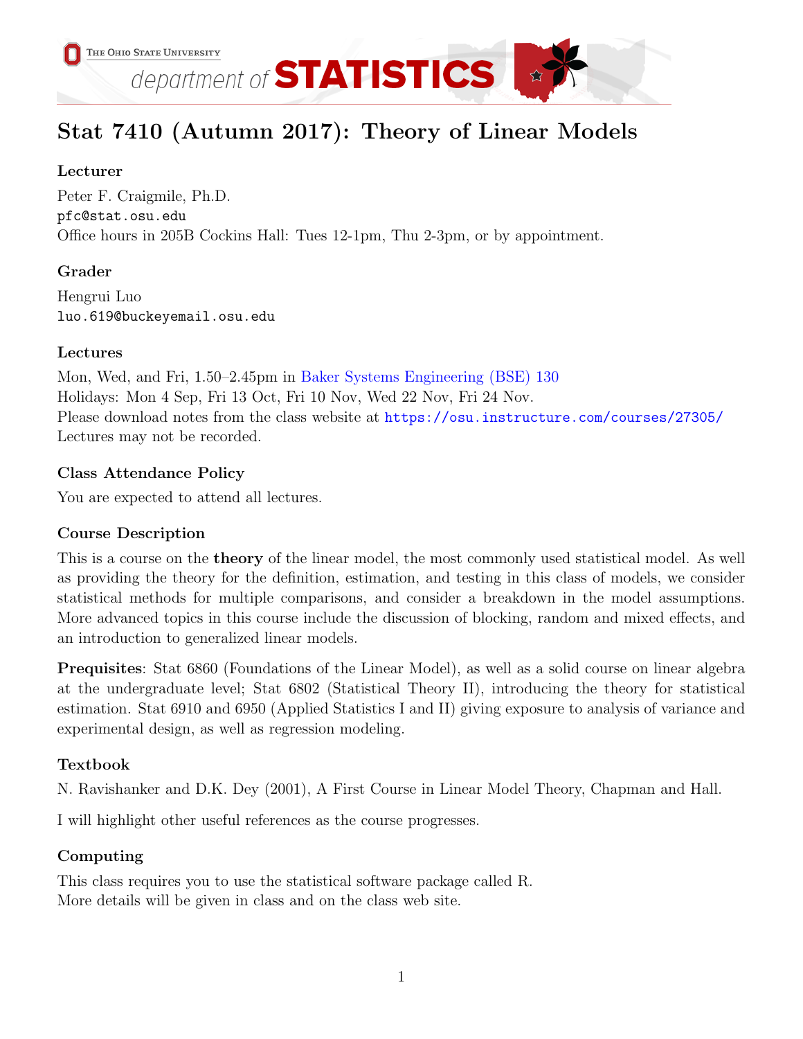The Ohio State University department of STATISTICS

# Stat 7410 (Autumn 2017): Theory of Linear Models

### Lecturer

Peter F. Craigmile, Ph.D.
pfc@stat.osu.edu
Office hours in 205B Cockins Hall: Tues 12-1pm, Thu 2-3pm, or by appointment.

### Grader

Hengrui Luo
luo.619@buckeyemail.osu.edu

### Lectures

Mon, Wed, and Fri, 1.50–2.45pm in Baker Systems Engineering (BSE) 130
Holidays: Mon 4 Sep, Fri 13 Oct, Fri 10 Nov, Wed 22 Nov, Fri 24 Nov.
Please download notes from the class website at https://osu.instructure.com/courses/27305/
Lectures may not be recorded.

### Class Attendance Policy

You are expected to attend all lectures.

### Course Description

This is a course on the **theory** of the linear model, the most commonly used statistical model. As well as providing the theory for the definition, estimation, and testing in this class of models, we consider statistical methods for multiple comparisons, and consider a breakdown in the model assumptions. More advanced topics in this course include the discussion of blocking, random and mixed effects, and an introduction to generalized linear models.

**Prequisites**: Stat 6860 (Foundations of the Linear Model), as well as a solid course on linear algebra at the undergraduate level; Stat 6802 (Statistical Theory II), introducing the theory for statistical estimation. Stat 6910 and 6950 (Applied Statistics I and II) giving exposure to analysis of variance and experimental design, as well as regression modeling.

### Textbook

N. Ravishanker and D.K. Dey (2001), A First Course in Linear Model Theory, Chapman and Hall.

I will highlight other useful references as the course progresses.

### Computing

This class requires you to use the statistical software package called R.
More details will be given in class and on the class web site.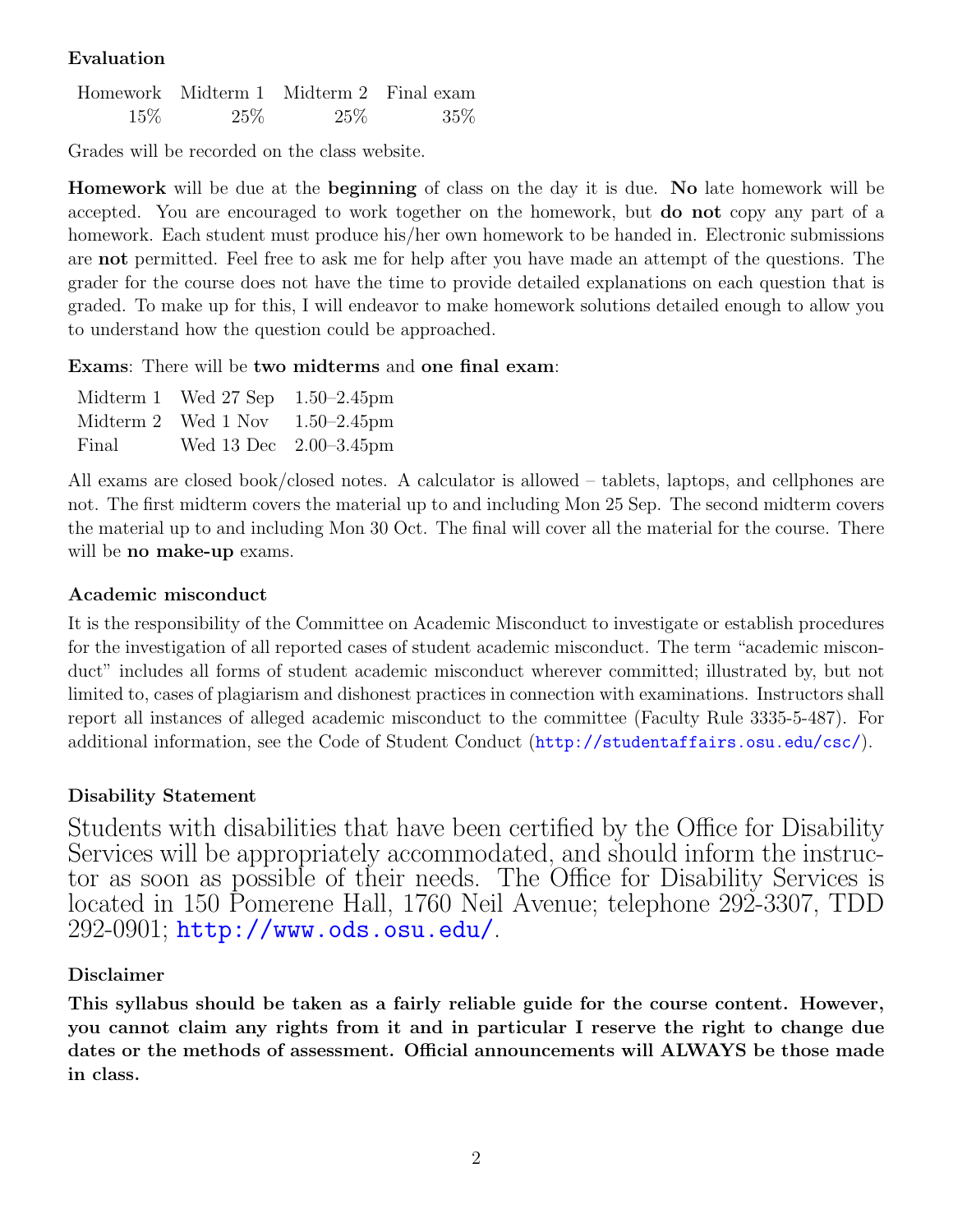### Evaluation

| Homework | Midterm 1 | Midterm 2 | Final exam |
|---|---|---|---|
| 15% | 25% | 25% | 35% |

Grades will be recorded on the class website.

**Homework** will be due at the **beginning** of class on the day it is due. **No** late homework will be accepted. You are encouraged to work together on the homework, but **do not** copy any part of a homework. Each student must produce his/her own homework to be handed in. Electronic submissions are **not** permitted. Feel free to ask me for help after you have made an attempt of the questions. The grader for the course does not have the time to provide detailed explanations on each question that is graded. To make up for this, I will endeavor to make homework solutions detailed enough to allow you to understand how the question could be approached.

**Exams**: There will be **two midterms** and **one final exam**:

| | | |
|---|---|---|
| Midterm 1 | Wed 27 Sep | 1.50–2.45pm |
| Midterm 2 | Wed 1 Nov | 1.50–2.45pm |
| Final | Wed 13 Dec | 2.00–3.45pm |

All exams are closed book/closed notes. A calculator is allowed – tablets, laptops, and cellphones are not. The first midterm covers the material up to and including Mon 25 Sep. The second midterm covers the material up to and including Mon 30 Oct. The final will cover all the material for the course. There will be **no make-up** exams.

### Academic misconduct

It is the responsibility of the Committee on Academic Misconduct to investigate or establish procedures for the investigation of all reported cases of student academic misconduct. The term "academic misconduct" includes all forms of student academic misconduct wherever committed; illustrated by, but not limited to, cases of plagiarism and dishonest practices in connection with examinations. Instructors shall report all instances of alleged academic misconduct to the committee (Faculty Rule 3335-5-487). For additional information, see the Code of Student Conduct (http://studentaffairs.osu.edu/csc/).

### Disability Statement

Students with disabilities that have been certified by the Office for Disability Services will be appropriately accommodated, and should inform the instructor as soon as possible of their needs. The Office for Disability Services is located in 150 Pomerene Hall, 1760 Neil Avenue; telephone 292-3307, TDD 292-0901; http://www.ods.osu.edu/.

### Disclaimer

**This syllabus should be taken as a fairly reliable guide for the course content. However, you cannot claim any rights from it and in particular I reserve the right to change due dates or the methods of assessment. Official announcements will ALWAYS be those made in class.**